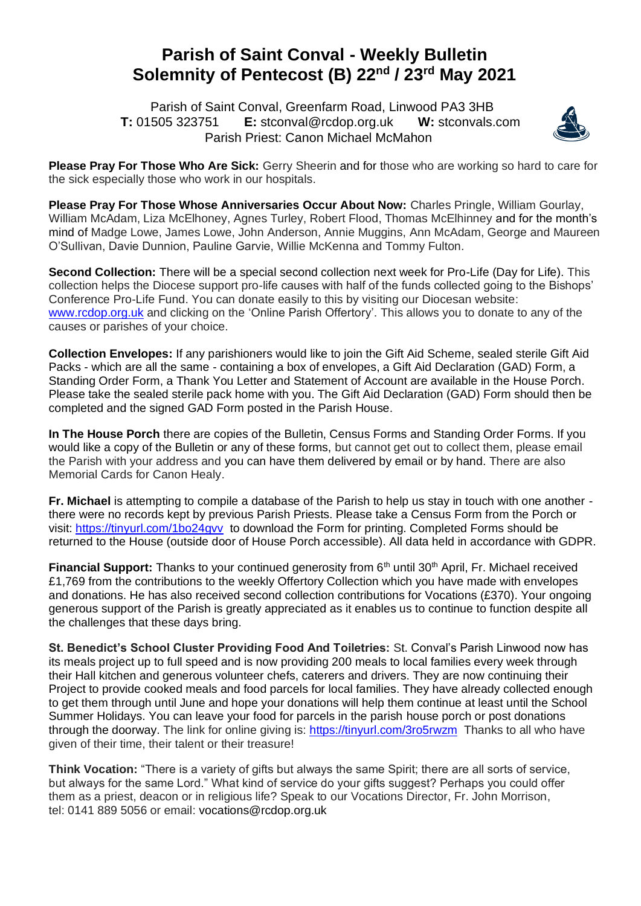# Parish of Saint Conval - Weekly Bulletin
# Solemnity of Pentecost (B) 22nd / 23rd May 2021

Parish of Saint Conval, Greenfarm Road, Linwood PA3 3HB
**T:** 01505 323751 **E:** stconval@rcdop.org.uk **W:** stconvals.com
Parish Priest: Canon Michael McMahon

**Please Pray For Those Who Are Sick:** Gerry Sheerin and for those who are working so hard to care for the sick especially those who work in our hospitals.

**Please Pray For Those Whose Anniversaries Occur About Now:** Charles Pringle, William Gourlay, William McAdam, Liza McElhoney, Agnes Turley, Robert Flood, Thomas McElhinney and for the month's mind of Madge Lowe, James Lowe, John Anderson, Annie Muggins, Ann McAdam, George and Maureen O'Sullivan, Davie Dunnion, Pauline Garvie, Willie McKenna and Tommy Fulton.

**Second Collection:** There will be a special second collection next week for Pro-Life (Day for Life). This collection helps the Diocese support pro-life causes with half of the funds collected going to the Bishops' Conference Pro-Life Fund. You can donate easily to this by visiting our Diocesan website: www.rcdop.org.uk and clicking on the 'Online Parish Offertory'. This allows you to donate to any of the causes or parishes of your choice.

**Collection Envelopes:** If any parishioners would like to join the Gift Aid Scheme, sealed sterile Gift Aid Packs - which are all the same - containing a box of envelopes, a Gift Aid Declaration (GAD) Form, a Standing Order Form, a Thank You Letter and Statement of Account are available in the House Porch. Please take the sealed sterile pack home with you. The Gift Aid Declaration (GAD) Form should then be completed and the signed GAD Form posted in the Parish House.

**In The House Porch** there are copies of the Bulletin, Census Forms and Standing Order Forms. If you would like a copy of the Bulletin or any of these forms, but cannot get out to collect them, please email the Parish with your address and you can have them delivered by email or by hand. There are also Memorial Cards for Canon Healy.

**Fr. Michael** is attempting to compile a database of the Parish to help us stay in touch with one another - there were no records kept by previous Parish Priests. Please take a Census Form from the Porch or visit: https://tinyurl.com/1bo24gvv to download the Form for printing. Completed Forms should be returned to the House (outside door of House Porch accessible). All data held in accordance with GDPR.

**Financial Support:** Thanks to your continued generosity from 6th until 30th April, Fr. Michael received £1,769 from the contributions to the weekly Offertory Collection which you have made with envelopes and donations. He has also received second collection contributions for Vocations (£370). Your ongoing generous support of the Parish is greatly appreciated as it enables us to continue to function despite all the challenges that these days bring.

**St. Benedict's School Cluster Providing Food And Toiletries:** St. Conval's Parish Linwood now has its meals project up to full speed and is now providing 200 meals to local families every week through their Hall kitchen and generous volunteer chefs, caterers and drivers. They are now continuing their Project to provide cooked meals and food parcels for local families. They have already collected enough to get them through until June and hope your donations will help them continue at least until the School Summer Holidays. You can leave your food for parcels in the parish house porch or post donations through the doorway. The link for online giving is: https://tinyurl.com/3ro5rwzm Thanks to all who have given of their time, their talent or their treasure!

**Think Vocation:** "There is a variety of gifts but always the same Spirit; there are all sorts of service, but always for the same Lord." What kind of service do your gifts suggest? Perhaps you could offer them as a priest, deacon or in religious life? Speak to our Vocations Director, Fr. John Morrison, tel: 0141 889 5056 or email: vocations@rcdop.org.uk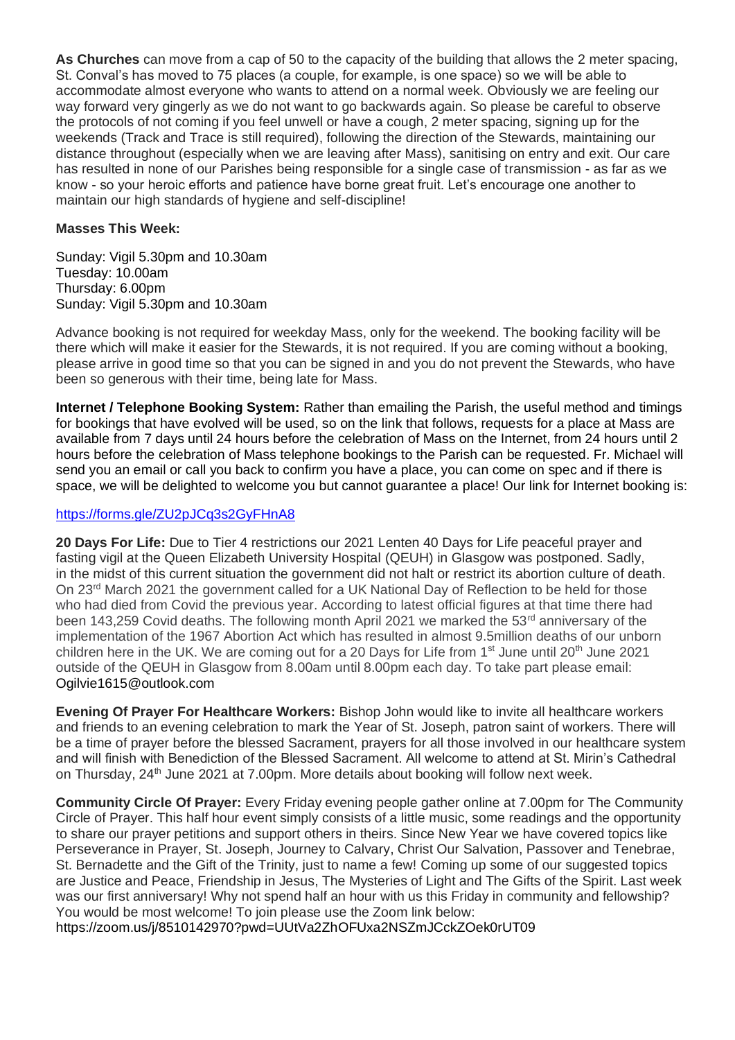**As Churches** can move from a cap of 50 to the capacity of the building that allows the 2 meter spacing, St. Conval's has moved to 75 places (a couple, for example, is one space) so we will be able to accommodate almost everyone who wants to attend on a normal week. Obviously we are feeling our way forward very gingerly as we do not want to go backwards again. So please be careful to observe the protocols of not coming if you feel unwell or have a cough, 2 meter spacing, signing up for the weekends (Track and Trace is still required), following the direction of the Stewards, maintaining our distance throughout (especially when we are leaving after Mass), sanitising on entry and exit. Our care has resulted in none of our Parishes being responsible for a single case of transmission - as far as we know - so your heroic efforts and patience have borne great fruit. Let's encourage one another to maintain our high standards of hygiene and self-discipline!

**Masses This Week:**

Sunday: Vigil 5.30pm and 10.30am
Tuesday: 10.00am
Thursday: 6.00pm
Sunday: Vigil 5.30pm and 10.30am

Advance booking is not required for weekday Mass, only for the weekend. The booking facility will be there which will make it easier for the Stewards, it is not required. If you are coming without a booking, please arrive in good time so that you can be signed in and you do not prevent the Stewards, who have been so generous with their time, being late for Mass.

**Internet / Telephone Booking System:** Rather than emailing the Parish, the useful method and timings for bookings that have evolved will be used, so on the link that follows, requests for a place at Mass are available from 7 days until 24 hours before the celebration of Mass on the Internet, from 24 hours until 2 hours before the celebration of Mass telephone bookings to the Parish can be requested. Fr. Michael will send you an email or call you back to confirm you have a place, you can come on spec and if there is space, we will be delighted to welcome you but cannot guarantee a place! Our link for Internet booking is:

https://forms.gle/ZU2pJCq3s2GyFHnA8

**20 Days For Life:** Due to Tier 4 restrictions our 2021 Lenten 40 Days for Life peaceful prayer and fasting vigil at the Queen Elizabeth University Hospital (QEUH) in Glasgow was postponed. Sadly, in the midst of this current situation the government did not halt or restrict its abortion culture of death. On 23rd March 2021 the government called for a UK National Day of Reflection to be held for those who had died from Covid the previous year. According to latest official figures at that time there had been 143,259 Covid deaths. The following month April 2021 we marked the 53rd anniversary of the implementation of the 1967 Abortion Act which has resulted in almost 9.5million deaths of our unborn children here in the UK. We are coming out for a 20 Days for Life from 1st June until 20th June 2021 outside of the QEUH in Glasgow from 8.00am until 8.00pm each day. To take part please email: Ogilvie1615@outlook.com

**Evening Of Prayer For Healthcare Workers:** Bishop John would like to invite all healthcare workers and friends to an evening celebration to mark the Year of St. Joseph, patron saint of workers. There will be a time of prayer before the blessed Sacrament, prayers for all those involved in our healthcare system and will finish with Benediction of the Blessed Sacrament. All welcome to attend at St. Mirin's Cathedral on Thursday, 24th June 2021 at 7.00pm. More details about booking will follow next week.

**Community Circle Of Prayer:** Every Friday evening people gather online at 7.00pm for The Community Circle of Prayer. This half hour event simply consists of a little music, some readings and the opportunity to share our prayer petitions and support others in theirs. Since New Year we have covered topics like Perseverance in Prayer, St. Joseph, Journey to Calvary, Christ Our Salvation, Passover and Tenebrae, St. Bernadette and the Gift of the Trinity, just to name a few! Coming up some of our suggested topics are Justice and Peace, Friendship in Jesus, The Mysteries of Light and The Gifts of the Spirit. Last week was our first anniversary! Why not spend half an hour with us this Friday in community and fellowship? You would be most welcome! To join please use the Zoom link below:
https://zoom.us/j/8510142970?pwd=UUtVa2ZhOFUxa2NSZmJCckZOek0rUT09